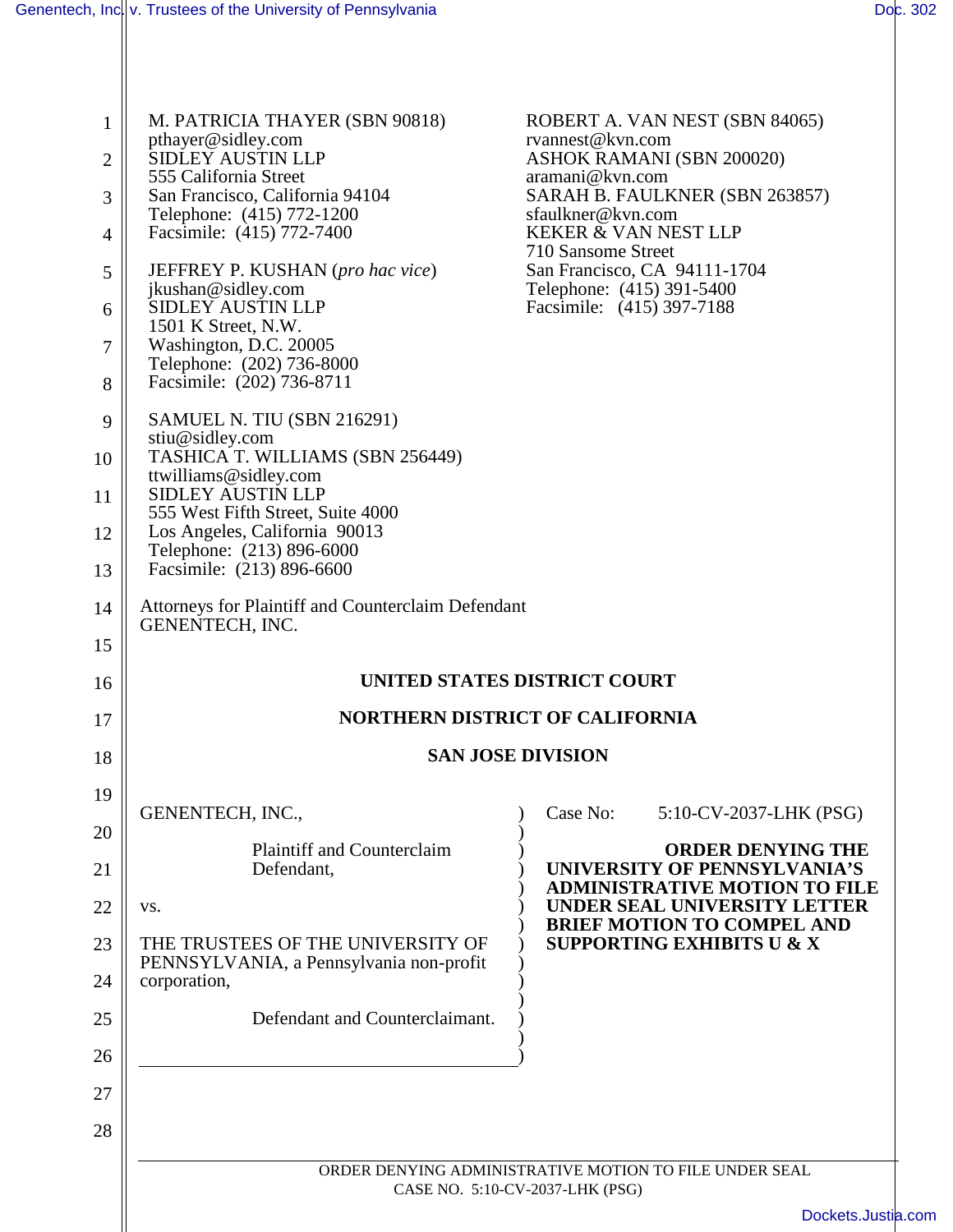M. PATRICIA THAYER (SBN 90818)
pthayer@sidley.com
SIDLEY AUSTIN LLP
555 California Street
San Francisco, California 94104
Telephone: (415) 772-1200
Facsimile: (415) 772-7400

JEFFREY P. KUSHAN (*pro hac vice*)
jkushan@sidley.com
SIDLEY AUSTIN LLP
1501 K Street, N.W.
Washington, D.C. 20005
Telephone: (202) 736-8000
Facsimile: (202) 736-8711

SAMUEL N. TIU (SBN 216291)
stiu@sidley.com
TASHICA T. WILLIAMS (SBN 256449)
ttwilliams@sidley.com
SIDLEY AUSTIN LLP
555 West Fifth Street, Suite 4000
Los Angeles, California 90013
Telephone: (213) 896-6000
Facsimile: (213) 896-6600

ROBERT A. VAN NEST (SBN 84065)
rvannest@kvn.com
ASHOK RAMANI (SBN 200020)
aramani@kvn.com
SARAH B. FAULKNER (SBN 263857)
sfaulkner@kvn.com
KEKER & VAN NEST LLP
710 Sansome Street
San Francisco, CA 94111-1704
Telephone: (415) 391-5400
Facsimile: (415) 397-7188

Attorneys for Plaintiff and Counterclaim Defendant
GENENTECH, INC.

**UNITED STATES DISTRICT COURT**

**NORTHERN DISTRICT OF CALIFORNIA**

**SAN JOSE DIVISION**

GENENTECH, INC.,

Plaintiff and Counterclaim Defendant,

vs.

THE TRUSTEES OF THE UNIVERSITY OF PENNSYLVANIA, a Pennsylvania non-profit corporation,

Defendant and Counterclaimant.

Case No: 5:10-CV-2037-LHK (PSG)

**ORDER DENYING THE UNIVERSITY OF PENNSYLVANIA'S ADMINISTRATIVE MOTION TO FILE UNDER SEAL UNIVERSITY LETTER BRIEF MOTION TO COMPEL AND SUPPORTING EXHIBITS U & X**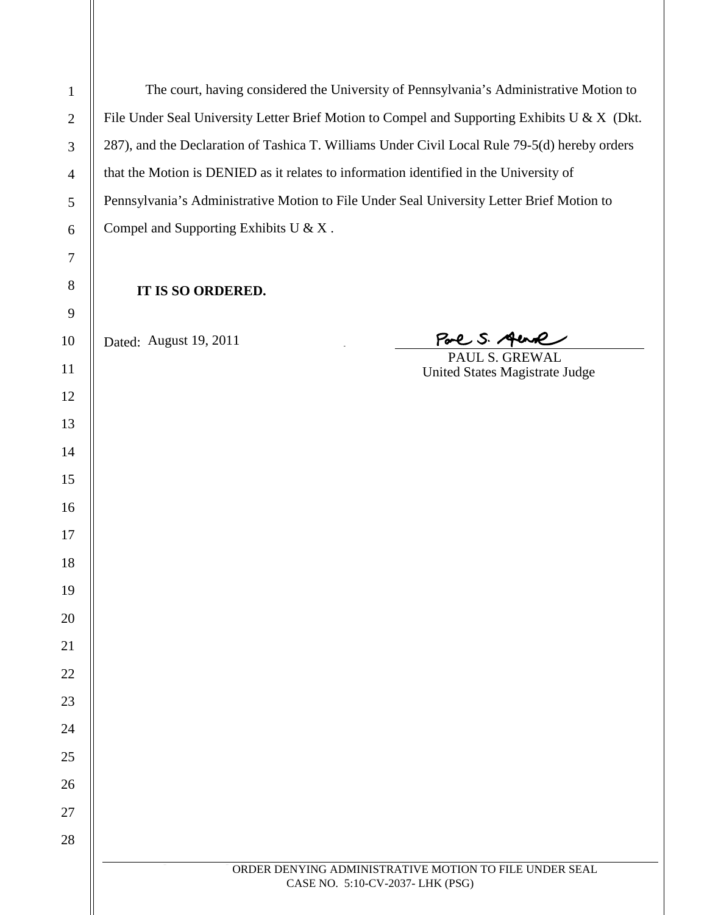The court, having considered the University of Pennsylvania's Administrative Motion to File Under Seal University Letter Brief Motion to Compel and Supporting Exhibits U & X (Dkt. 287), and the Declaration of Tashica T. Williams Under Civil Local Rule 79-5(d) hereby orders that the Motion is DENIED as it relates to information identified in the University of Pennsylvania's Administrative Motion to File Under Seal University Letter Brief Motion to Compel and Supporting Exhibits U & X .

**IT IS SO ORDERED.**

Dated: August 19, 2011

PAUL S. GREWAL
United States Magistrate Judge